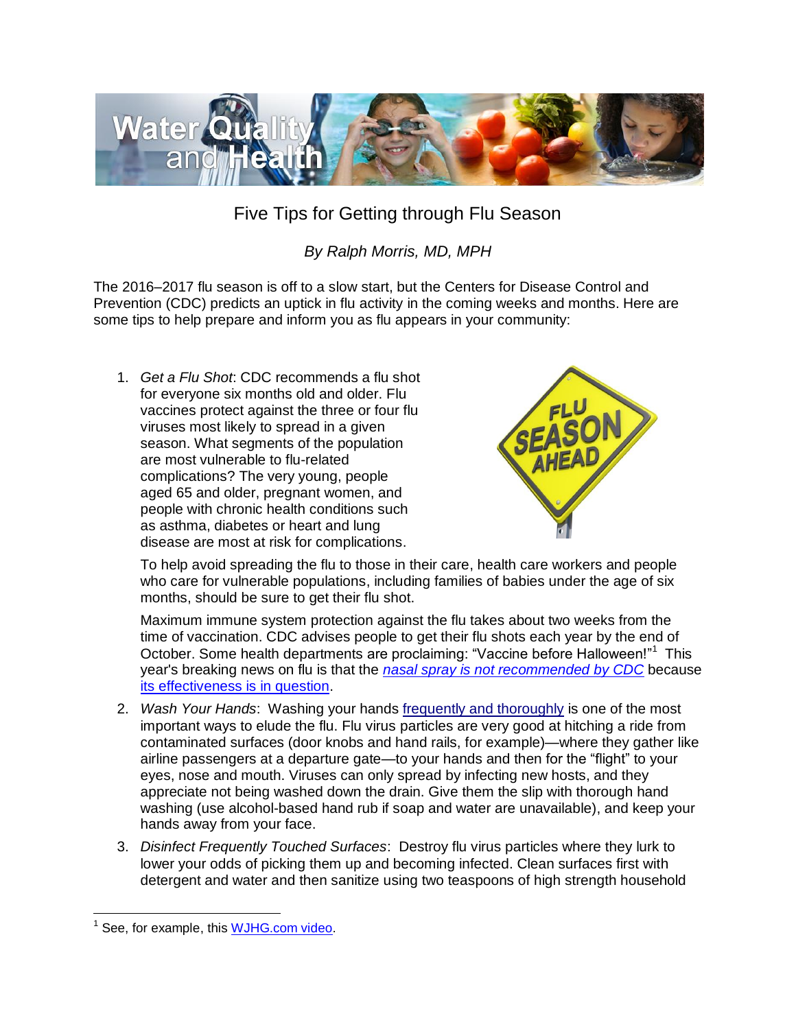# Five Tips for Getting through Flu Season

*By Ralph Morris, MD, MPH*

The 2016–2017 flu season is off to a slow start, but the Centers for Disease Control and Prevention (CDC) predicts an uptick in flu activity in the coming weeks and months. Here are some tips to help prepare and inform you as flu appears in your community:

1. *Get a Flu Shot*: CDC recommends a flu shot for everyone six months old and older. Flu vaccines protect against the three or four flu viruses most likely to spread in a given season. What segments of the population are most vulnerable to flu-related complications? The very young, people aged 65 and older, pregnant women, and people with chronic health conditions such as asthma, diabetes or heart and lung disease are most at risk for complications.

   To help avoid spreading the flu to those in their care, health care workers and people who care for vulnerable populations, including families of babies under the age of six months, should be sure to get their flu shot.

   Maximum immune system protection against the flu takes about two weeks from the time of vaccination. CDC advises people to get their flu shots each year by the end of October. Some health departments are proclaiming: "Vaccine before Halloween!"[1] This year's breaking news on flu is that the *nasal spray is not recommended by CDC* because its effectiveness is in question.

2. *Wash Your Hands*: Washing your hands frequently and thoroughly is one of the most important ways to elude the flu. Flu virus particles are very good at hitching a ride from contaminated surfaces (door knobs and hand rails, for example)—where they gather like airline passengers at a departure gate—to your hands and then for the "flight" to your eyes, nose and mouth. Viruses can only spread by infecting new hosts, and they appreciate not being washed down the drain. Give them the slip with thorough hand washing (use alcohol-based hand rub if soap and water are unavailable), and keep your hands away from your face.

3. *Disinfect Frequently Touched Surfaces*: Destroy flu virus particles where they lurk to lower your odds of picking them up and becoming infected. Clean surfaces first with detergent and water and then sanitize using two teaspoons of high strength household

---

[1] See, for example, this WJHG.com video.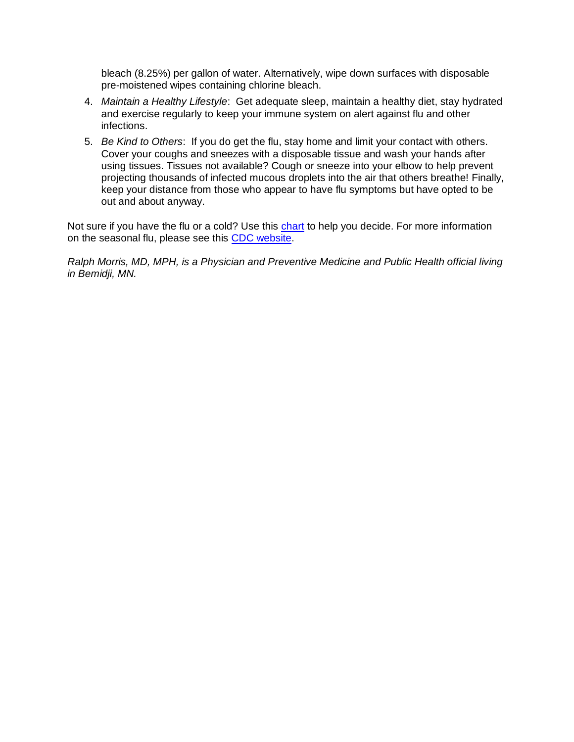bleach (8.25%) per gallon of water. Alternatively, wipe down surfaces with disposable pre-moistened wipes containing chlorine bleach.

4. *Maintain a Healthy Lifestyle*: Get adequate sleep, maintain a healthy diet, stay hydrated and exercise regularly to keep your immune system on alert against flu and other infections.
5. *Be Kind to Others*: If you do get the flu, stay home and limit your contact with others. Cover your coughs and sneezes with a disposable tissue and wash your hands after using tissues. Tissues not available? Cough or sneeze into your elbow to help prevent projecting thousands of infected mucous droplets into the air that others breathe! Finally, keep your distance from those who appear to have flu symptoms but have opted to be out and about anyway.

Not sure if you have the flu or a cold? Use this chart to help you decide. For more information on the seasonal flu, please see this CDC website.

*Ralph Morris, MD, MPH, is a Physician and Preventive Medicine and Public Health official living in Bemidji, MN.*